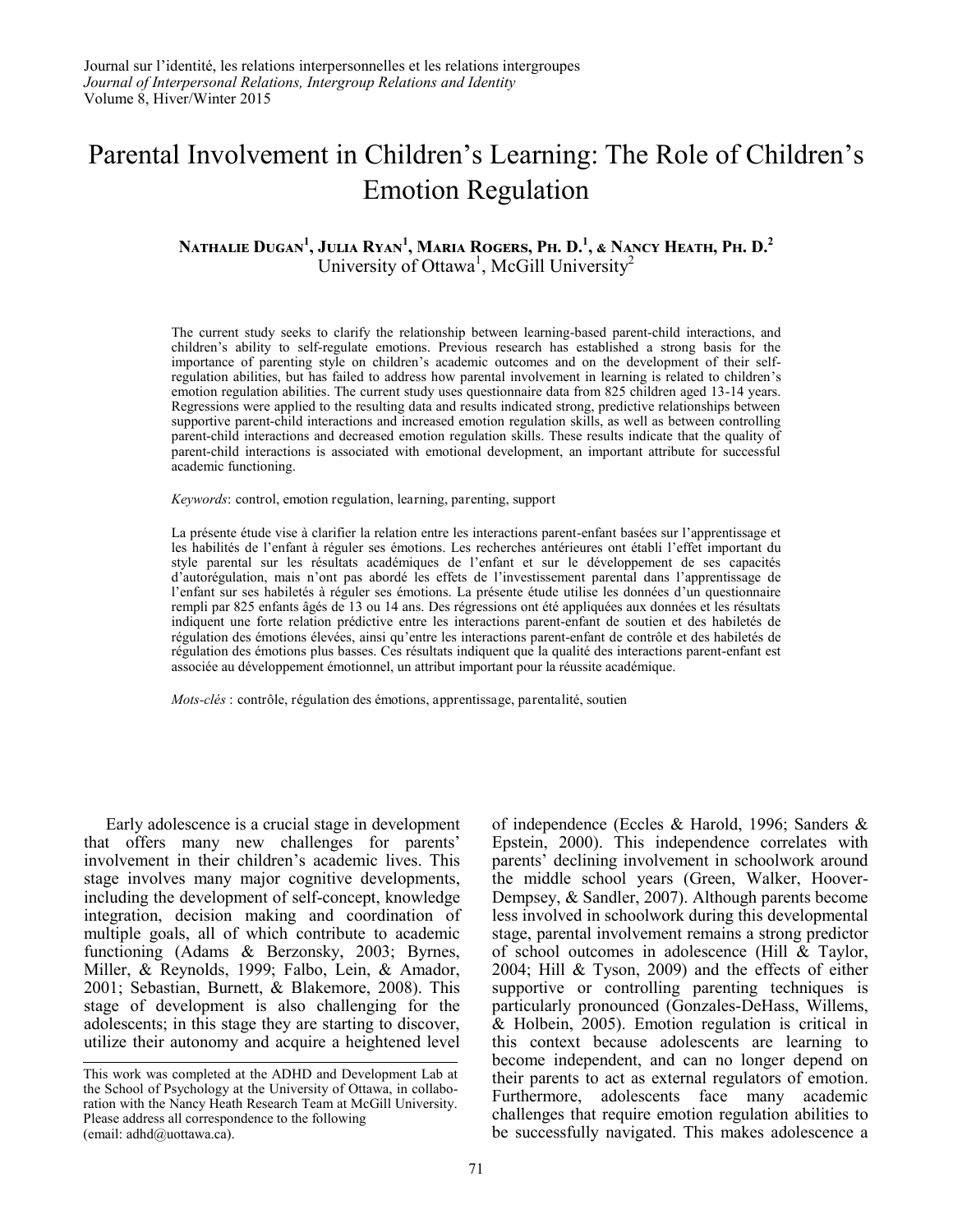# Parental Involvement in Children's Learning: The Role of Children's Emotion Regulation

**Nathalie Dugan[1], Julia Ryan[1], Maria Rogers, Ph. D.[1], & Nancy Heath, Ph. D.[2]**
University of Ottawa[1], McGill University[2]

The current study seeks to clarify the relationship between learning-based parent-child interactions, and children's ability to self-regulate emotions. Previous research has established a strong basis for the importance of parenting style on children's academic outcomes and on the development of their self-regulation abilities, but has failed to address how parental involvement in learning is related to children's emotion regulation abilities. The current study uses questionnaire data from 825 children aged 13-14 years. Regressions were applied to the resulting data and results indicated strong, predictive relationships between supportive parent-child interactions and increased emotion regulation skills, as well as between controlling parent-child interactions and decreased emotion regulation skills. These results indicate that the quality of parent-child interactions is associated with emotional development, an important attribute for successful academic functioning.

*Keywords*: control, emotion regulation, learning, parenting, support

La présente étude vise à clarifier la relation entre les interactions parent-enfant basées sur l'apprentissage et les habilités de l'enfant à réguler ses émotions. Les recherches antérieures ont établi l'effet important du style parental sur les résultats académiques de l'enfant et sur le développement de ses capacités d'autorégulation, mais n'ont pas abordé les effets de l'investissement parental dans l'apprentissage de l'enfant sur ses habiletés à réguler ses émotions. La présente étude utilise les données d'un questionnaire rempli par 825 enfants âgés de 13 ou 14 ans. Des régressions ont été appliquées aux données et les résultats indiquent une forte relation prédictive entre les interactions parent-enfant de soutien et des habiletés de régulation des émotions élevées, ainsi qu'entre les interactions parent-enfant de contrôle et des habiletés de régulation des émotions plus basses. Ces résultats indiquent que la qualité des interactions parent-enfant est associée au développement émotionnel, un attribut important pour la réussite académique.

*Mots-clés* : contrôle, régulation des émotions, apprentissage, parentalité, soutien

Early adolescence is a crucial stage in development that offers many new challenges for parents' involvement in their children's academic lives. This stage involves many major cognitive developments, including the development of self-concept, knowledge integration, decision making and coordination of multiple goals, all of which contribute to academic functioning (Adams & Berzonsky, 2003; Byrnes, Miller, & Reynolds, 1999; Falbo, Lein, & Amador, 2001; Sebastian, Burnett, & Blakemore, 2008). This stage of development is also challenging for the adolescents; in this stage they are starting to discover, utilize their autonomy and acquire a heightened level of independence (Eccles & Harold, 1996; Sanders & Epstein, 2000). This independence correlates with parents' declining involvement in schoolwork around the middle school years (Green, Walker, Hoover-Dempsey, & Sandler, 2007). Although parents become less involved in schoolwork during this developmental stage, parental involvement remains a strong predictor of school outcomes in adolescence (Hill & Taylor, 2004; Hill & Tyson, 2009) and the effects of either supportive or controlling parenting techniques is particularly pronounced (Gonzales-DeHass, Willems, & Holbein, 2005). Emotion regulation is critical in this context because adolescents are learning to become independent, and can no longer depend on their parents to act as external regulators of emotion. Furthermore, adolescents face many academic challenges that require emotion regulation abilities to be successfully navigated. This makes adolescence a

This work was completed at the ADHD and Development Lab at the School of Psychology at the University of Ottawa, in collaboration with the Nancy Heath Research Team at McGill University. Please address all correspondence to the following (email: adhd@uottawa.ca).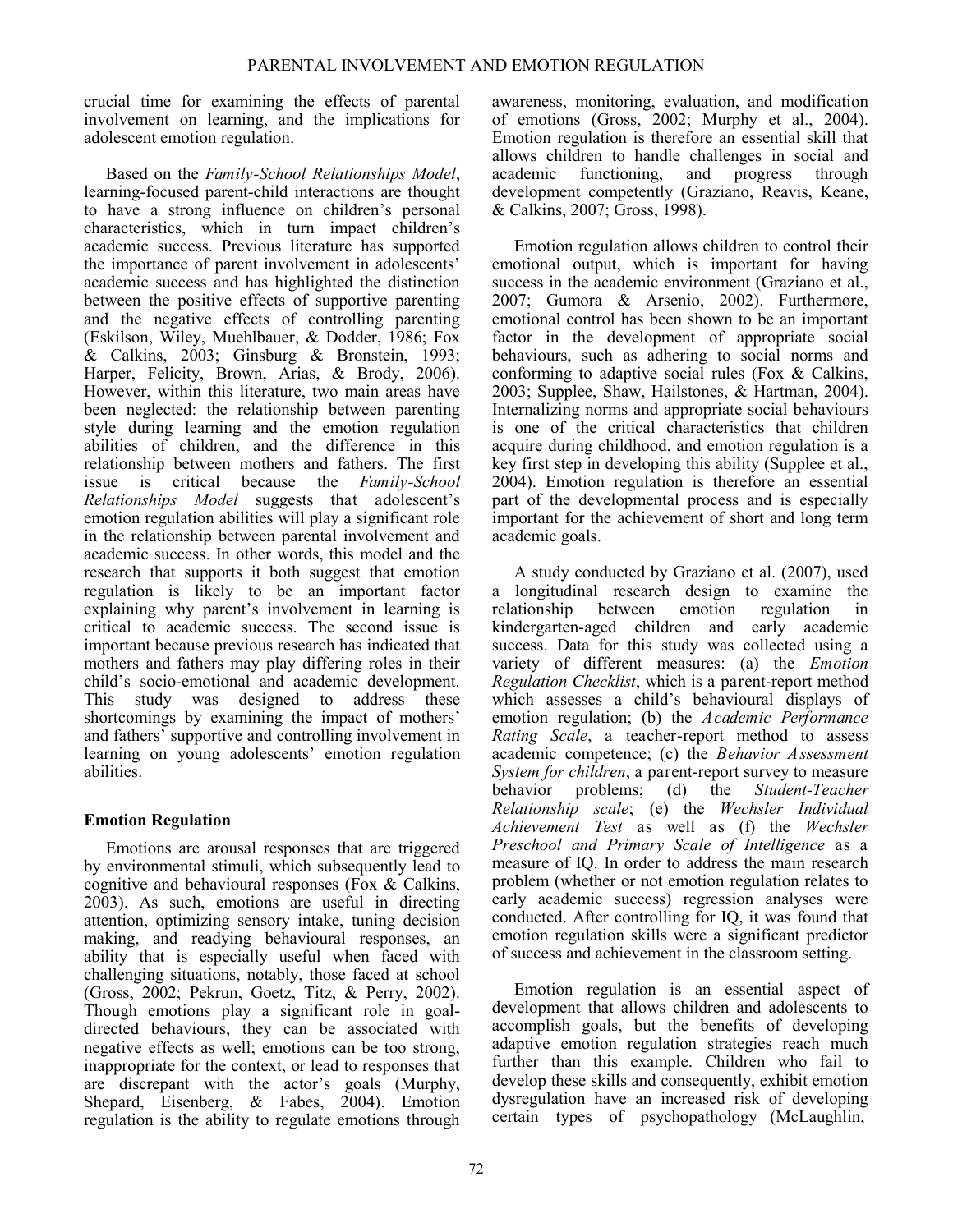crucial time for examining the effects of parental involvement on learning, and the implications for adolescent emotion regulation.

Based on the *Family-School Relationships Model*, learning-focused parent-child interactions are thought to have a strong influence on children's personal characteristics, which in turn impact children's academic success. Previous literature has supported the importance of parent involvement in adolescents' academic success and has highlighted the distinction between the positive effects of supportive parenting and the negative effects of controlling parenting (Eskilson, Wiley, Muehlbauer, & Dodder, 1986; Fox & Calkins, 2003; Ginsburg & Bronstein, 1993; Harper, Felicity, Brown, Arias, & Brody, 2006). However, within this literature, two main areas have been neglected: the relationship between parenting style during learning and the emotion regulation abilities of children, and the difference in this relationship between mothers and fathers. The first issue is critical because the *Family-School Relationships Model* suggests that adolescent's emotion regulation abilities will play a significant role in the relationship between parental involvement and academic success. In other words, this model and the research that supports it both suggest that emotion regulation is likely to be an important factor explaining why parent's involvement in learning is critical to academic success. The second issue is important because previous research has indicated that mothers and fathers may play differing roles in their child's socio-emotional and academic development. This study was designed to address these shortcomings by examining the impact of mothers' and fathers' supportive and controlling involvement in learning on young adolescents' emotion regulation abilities.

## Emotion Regulation

Emotions are arousal responses that are triggered by environmental stimuli, which subsequently lead to cognitive and behavioural responses (Fox & Calkins, 2003). As such, emotions are useful in directing attention, optimizing sensory intake, tuning decision making, and readying behavioural responses, an ability that is especially useful when faced with challenging situations, notably, those faced at school (Gross, 2002; Pekrun, Goetz, Titz, & Perry, 2002). Though emotions play a significant role in goal-directed behaviours, they can be associated with negative effects as well; emotions can be too strong, inappropriate for the context, or lead to responses that are discrepant with the actor's goals (Murphy, Shepard, Eisenberg, & Fabes, 2004). Emotion regulation is the ability to regulate emotions through awareness, monitoring, evaluation, and modification of emotions (Gross, 2002; Murphy et al., 2004). Emotion regulation is therefore an essential skill that allows children to handle challenges in social and academic functioning, and progress through development competently (Graziano, Reavis, Keane, & Calkins, 2007; Gross, 1998).

Emotion regulation allows children to control their emotional output, which is important for having success in the academic environment (Graziano et al., 2007; Gumora & Arsenio, 2002). Furthermore, emotional control has been shown to be an important factor in the development of appropriate social behaviours, such as adhering to social norms and conforming to adaptive social rules (Fox & Calkins, 2003; Supplee, Shaw, Hailstones, & Hartman, 2004). Internalizing norms and appropriate social behaviours is one of the critical characteristics that children acquire during childhood, and emotion regulation is a key first step in developing this ability (Supplee et al., 2004). Emotion regulation is therefore an essential part of the developmental process and is especially important for the achievement of short and long term academic goals.

A study conducted by Graziano et al. (2007), used a longitudinal research design to examine the relationship between emotion regulation in kindergarten-aged children and early academic success. Data for this study was collected using a variety of different measures: (a) the *Emotion Regulation Checklist*, which is a parent-report method which assesses a child's behavioural displays of emotion regulation; (b) the *Academic Performance Rating Scale*, a teacher-report method to assess academic competence; (c) the *Behavior Assessment System for children*, a parent-report survey to measure behavior problems; (d) the *Student-Teacher Relationship scale*; (e) the *Wechsler Individual Achievement Test* as well as (f) the *Wechsler Preschool and Primary Scale of Intelligence* as a measure of IQ. In order to address the main research problem (whether or not emotion regulation relates to early academic success) regression analyses were conducted. After controlling for IQ, it was found that emotion regulation skills were a significant predictor of success and achievement in the classroom setting.

Emotion regulation is an essential aspect of development that allows children and adolescents to accomplish goals, but the benefits of developing adaptive emotion regulation strategies reach much further than this example. Children who fail to develop these skills and consequently, exhibit emotion dysregulation have an increased risk of developing certain types of psychopathology (McLaughlin,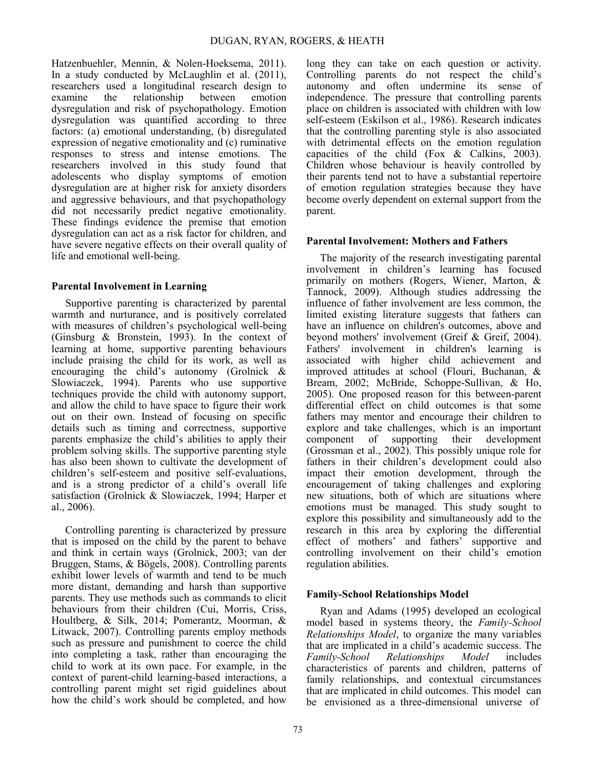Hatzenbuehler, Mennin, & Nolen-Hoeksema, 2011). In a study conducted by McLaughlin et al. (2011), researchers used a longitudinal research design to examine the relationship between emotion dysregulation and risk of psychopathology. Emotion dysregulation was quantified according to three factors: (a) emotional understanding, (b) dysregulated expression of negative emotionality and (c) ruminative responses to stress and intense emotions. The researchers involved in this study found that adolescents who display symptoms of emotion dysregulation are at higher risk for anxiety disorders and aggressive behaviours, and that psychopathology did not necessarily predict negative emotionality. These findings evidence the premise that emotion dysregulation can act as a risk factor for children, and have severe negative effects on their overall quality of life and emotional well-being.

### Parental Involvement in Learning

Supportive parenting is characterized by parental warmth and nurturance, and is positively correlated with measures of children's psychological well-being (Ginsburg & Bronstein, 1993). In the context of learning at home, supportive parenting behaviours include praising the child for its work, as well as encouraging the child's autonomy (Grolnick & Slowiaczek, 1994). Parents who use supportive techniques provide the child with autonomy support, and allow the child to have space to figure their work out on their own. Instead of focusing on specific details such as timing and correctness, supportive parents emphasize the child's abilities to apply their problem solving skills. The supportive parenting style has also been shown to cultivate the development of children's self-esteem and positive self-evaluations, and is a strong predictor of a child's overall life satisfaction (Grolnick & Slowiaczek, 1994; Harper et al., 2006).

Controlling parenting is characterized by pressure that is imposed on the child by the parent to behave and think in certain ways (Grolnick, 2003; van der Bruggen, Stams, & Bögels, 2008). Controlling parents exhibit lower levels of warmth and tend to be much more distant, demanding and harsh than supportive parents. They use methods such as commands to elicit behaviours from their children (Cui, Morris, Criss, Houltberg, & Silk, 2014; Pomerantz, Moorman, & Litwack, 2007). Controlling parents employ methods such as pressure and punishment to coerce the child into completing a task, rather than encouraging the child to work at its own pace. For example, in the context of parent-child learning-based interactions, a controlling parent might set rigid guidelines about how the child's work should be completed, and how long they can take on each question or activity. Controlling parents do not respect the child's autonomy and often undermine its sense of independence. The pressure that controlling parents place on children is associated with children with low self-esteem (Eskilson et al., 1986). Research indicates that the controlling parenting style is also associated with detrimental effects on the emotion regulation capacities of the child (Fox & Calkins, 2003). Children whose behaviour is heavily controlled by their parents tend not to have a substantial repertoire of emotion regulation strategies because they have become overly dependent on external support from the parent.

### Parental Involvement: Mothers and Fathers

The majority of the research investigating parental involvement in children's learning has focused primarily on mothers (Rogers, Wiener, Marton, & Tannock, 2009). Although studies addressing the influence of father involvement are less common, the limited existing literature suggests that fathers can have an influence on children's outcomes, above and beyond mothers' involvement (Greif & Greif, 2004). Fathers' involvement in children's learning is associated with higher child achievement and improved attitudes at school (Flouri, Buchanan, & Bream, 2002; McBride, Schoppe-Sullivan, & Ho, 2005). One proposed reason for this between-parent differential effect on child outcomes is that some fathers may mentor and encourage their children to explore and take challenges, which is an important component of supporting their development (Grossman et al., 2002). This possibly unique role for fathers in their children's development could also impact their emotion development, through the encouragement of taking challenges and exploring new situations, both of which are situations where emotions must be managed. This study sought to explore this possibility and simultaneously add to the research in this area by exploring the differential effect of mothers' and fathers' supportive and controlling involvement on their child's emotion regulation abilities.

### Family-School Relationships Model

Ryan and Adams (1995) developed an ecological model based in systems theory, the *Family-School Relationships Model*, to organize the many variables that are implicated in a child's academic success. The *Family-School Relationships Model* includes characteristics of parents and children, patterns of family relationships, and contextual circumstances that are implicated in child outcomes. This model can be envisioned as a three-dimensional universe of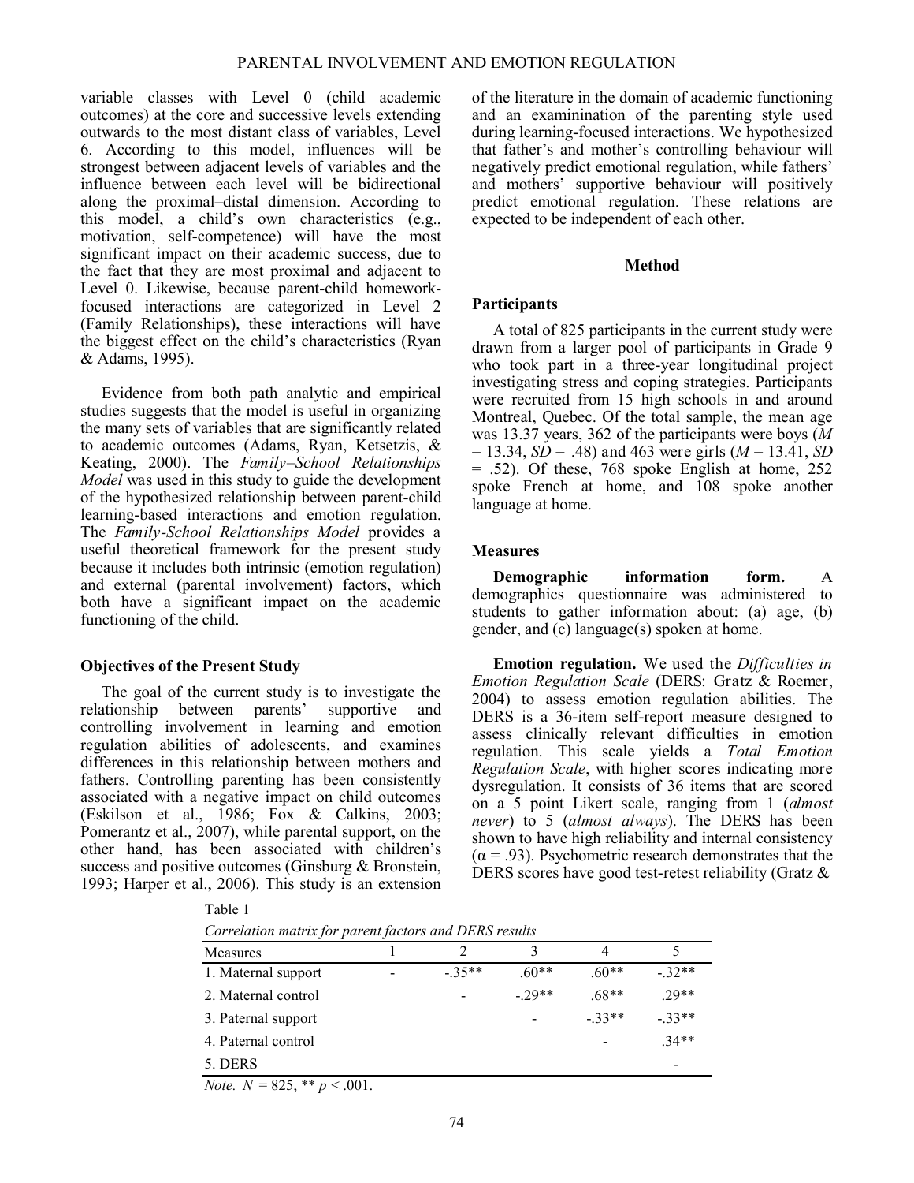variable classes with Level 0 (child academic outcomes) at the core and successive levels extending outwards to the most distant class of variables, Level 6. According to this model, influences will be strongest between adjacent levels of variables and the influence between each level will be bidirectional along the proximal–distal dimension. According to this model, a child's own characteristics (e.g., motivation, self-competence) will have the most significant impact on their academic success, due to the fact that they are most proximal and adjacent to Level 0. Likewise, because parent-child homework-focused interactions are categorized in Level 2 (Family Relationships), these interactions will have the biggest effect on the child's characteristics (Ryan & Adams, 1995).

Evidence from both path analytic and empirical studies suggests that the model is useful in organizing the many sets of variables that are significantly related to academic outcomes (Adams, Ryan, Ketsetzis, & Keating, 2000). The *Family–School Relationships Model* was used in this study to guide the development of the hypothesized relationship between parent-child learning-based interactions and emotion regulation. The *Family-School Relationships Model* provides a useful theoretical framework for the present study because it includes both intrinsic (emotion regulation) and external (parental involvement) factors, which both have a significant impact on the academic functioning of the child.

### Objectives of the Present Study

The goal of the current study is to investigate the relationship between parents' supportive and controlling involvement in learning and emotion regulation abilities of adolescents, and examines differences in this relationship between mothers and fathers. Controlling parenting has been consistently associated with a negative impact on child outcomes (Eskilson et al., 1986; Fox & Calkins, 2003; Pomerantz et al., 2007), while parental support, on the other hand, has been associated with children's success and positive outcomes (Ginsburg & Bronstein, 1993; Harper et al., 2006). This study is an extension of the literature in the domain of academic functioning and an examinination of the parenting style used during learning-focused interactions. We hypothesized that father's and mother's controlling behaviour will negatively predict emotional regulation, while fathers' and mothers' supportive behaviour will positively predict emotional regulation. These relations are expected to be independent of each other.

## Method

### Participants

A total of 825 participants in the current study were drawn from a larger pool of participants in Grade 9 who took part in a three-year longitudinal project investigating stress and coping strategies. Participants were recruited from 15 high schools in and around Montreal, Quebec. Of the total sample, the mean age was 13.37 years, 362 of the participants were boys ($M$ = 13.34, $SD$ = .48) and 463 were girls ($M$ = 13.41, $SD$ = .52). Of these, 768 spoke English at home, 252 spoke French at home, and 108 spoke another language at home.

### Measures

**Demographic information form.** A demographics questionnaire was administered to students to gather information about: (a) age, (b) gender, and (c) language(s) spoken at home.

**Emotion regulation.** We used the *Difficulties in Emotion Regulation Scale* (DERS: Gratz & Roemer, 2004) to assess emotion regulation abilities. The DERS is a 36-item self-report measure designed to assess clinically relevant difficulties in emotion regulation. This scale yields a *Total Emotion Regulation Scale*, with higher scores indicating more dysregulation. It consists of 36 items that are scored on a 5 point Likert scale, ranging from 1 (*almost never*) to 5 (*almost always*). The DERS has been shown to have high reliability and internal consistency ($\alpha$ = .93). Psychometric research demonstrates that the DERS scores have good test-retest reliability (Gratz &

Table 1

*Correlation matrix for parent factors and DERS results*

| Measures | 1 | 2 | 3 | 4 | 5 |
|---|---|---|---|---|---|
| 1. Maternal support | - | -.35** | .60** | .60** | -.32** |
| 2. Maternal control | | - | -.29** | .68** | .29** |
| 3. Paternal support | | | - | -.33** | -.33** |
| 4. Paternal control | | | | - | .34** |
| 5. DERS | | | | | - |

*Note.* $N$ = 825, ** $p$ < .001.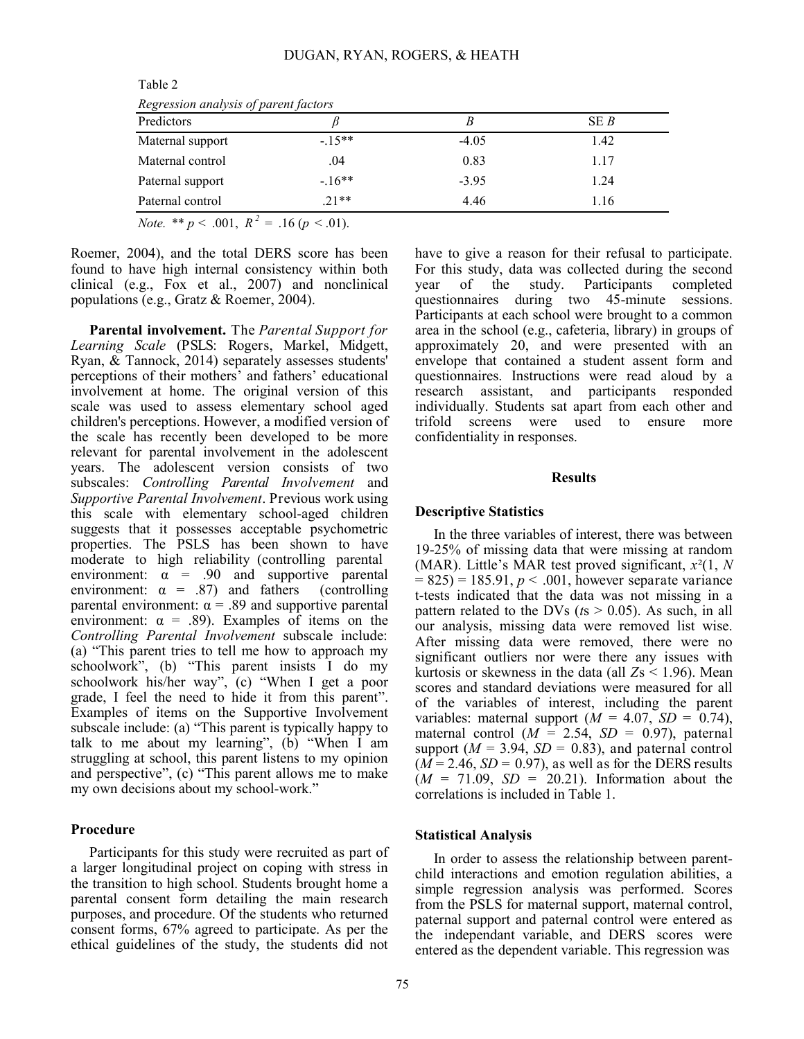Table 2

*Regression analysis of parent factors*

| Predictors | $\beta$ | $B$ | SE $B$ |
|---|---|---|---|
| Maternal support | -.15** | -4.05 | 1.42 |
| Maternal control | .04 | 0.83 | 1.17 |
| Paternal support | -.16** | -3.95 | 1.24 |
| Paternal control | .21** | 4.46 | 1.16 |

*Note.* ** $p < .001$, $R^2 = .16$ ($p < .01$).

Roemer, 2004), and the total DERS score has been found to have high internal consistency within both clinical (e.g., Fox et al., 2007) and nonclinical populations (e.g., Gratz & Roemer, 2004).

**Parental involvement.** The *Parental Support for Learning Scale* (PSLS: Rogers, Markel, Midgett, Ryan, & Tannock, 2014) separately assesses students' perceptions of their mothers' and fathers' educational involvement at home. The original version of this scale was used to assess elementary school aged children's perceptions. However, a modified version of the scale has recently been developed to be more relevant for parental involvement in the adolescent years. The adolescent version consists of two subscales: *Controlling Parental Involvement* and *Supportive Parental Involvement*. Previous work using this scale with elementary school-aged children suggests that it possesses acceptable psychometric properties. The PSLS has been shown to have moderate to high reliability (controlling parental environment: $\alpha = .90$ and supportive parental environment: $\alpha = .87$) and fathers (controlling parental environment: $\alpha = .89$ and supportive parental environment: $\alpha = .89$). Examples of items on the *Controlling Parental Involvement* subscale include: (a) "This parent tries to tell me how to approach my schoolwork", (b) "This parent insists I do my schoolwork his/her way", (c) "When I get a poor grade, I feel the need to hide it from this parent". Examples of items on the Supportive Involvement subscale include: (a) "This parent is typically happy to talk to me about my learning", (b) "When I am struggling at school, this parent listens to my opinion and perspective", (c) "This parent allows me to make my own decisions about my school-work."

## Procedure

Participants for this study were recruited as part of a larger longitudinal project on coping with stress in the transition to high school. Students brought home a parental consent form detailing the main research purposes, and procedure. Of the students who returned consent forms, 67% agreed to participate. As per the ethical guidelines of the study, the students did not have to give a reason for their refusal to participate. For this study, data was collected during the second year of the study. Participants completed questionnaires during two 45-minute sessions. Participants at each school were brought to a common area in the school (e.g., cafeteria, library) in groups of approximately 20, and were presented with an envelope that contained a student assent form and questionnaires. Instructions were read aloud by a research assistant, and participants responded individually. Students sat apart from each other and trifold screens were used to ensure more confidentiality in responses.

# Results

## Descriptive Statistics

In the three variables of interest, there was between 19-25% of missing data that were missing at random (MAR). Little's MAR test proved significant, $x^2(1, N = 825) = 185.91$, $p < .001$, however separate variance t-tests indicated that the data was not missing in a pattern related to the DVs ($t$s > 0.05). As such, in all our analysis, missing data were removed list wise. After missing data were removed, there were no significant outliers nor were there any issues with kurtosis or skewness in the data (all $Z$s < 1.96). Mean scores and standard deviations were measured for all of the variables of interest, including the parent variables: maternal support ($M = 4.07$, $SD = 0.74$), maternal control ($M = 2.54$, $SD = 0.97$), paternal support ($M = 3.94$, $SD = 0.83$), and paternal control ($M = 2.46$, $SD = 0.97$), as well as for the DERS results ($M = 71.09$, $SD = 20.21$). Information about the correlations is included in Table 1.

## Statistical Analysis

In order to assess the relationship between parent-child interactions and emotion regulation abilities, a simple regression analysis was performed. Scores from the PSLS for maternal support, maternal control, paternal support and paternal control were entered as the independant variable, and DERS scores were entered as the dependent variable. This regression was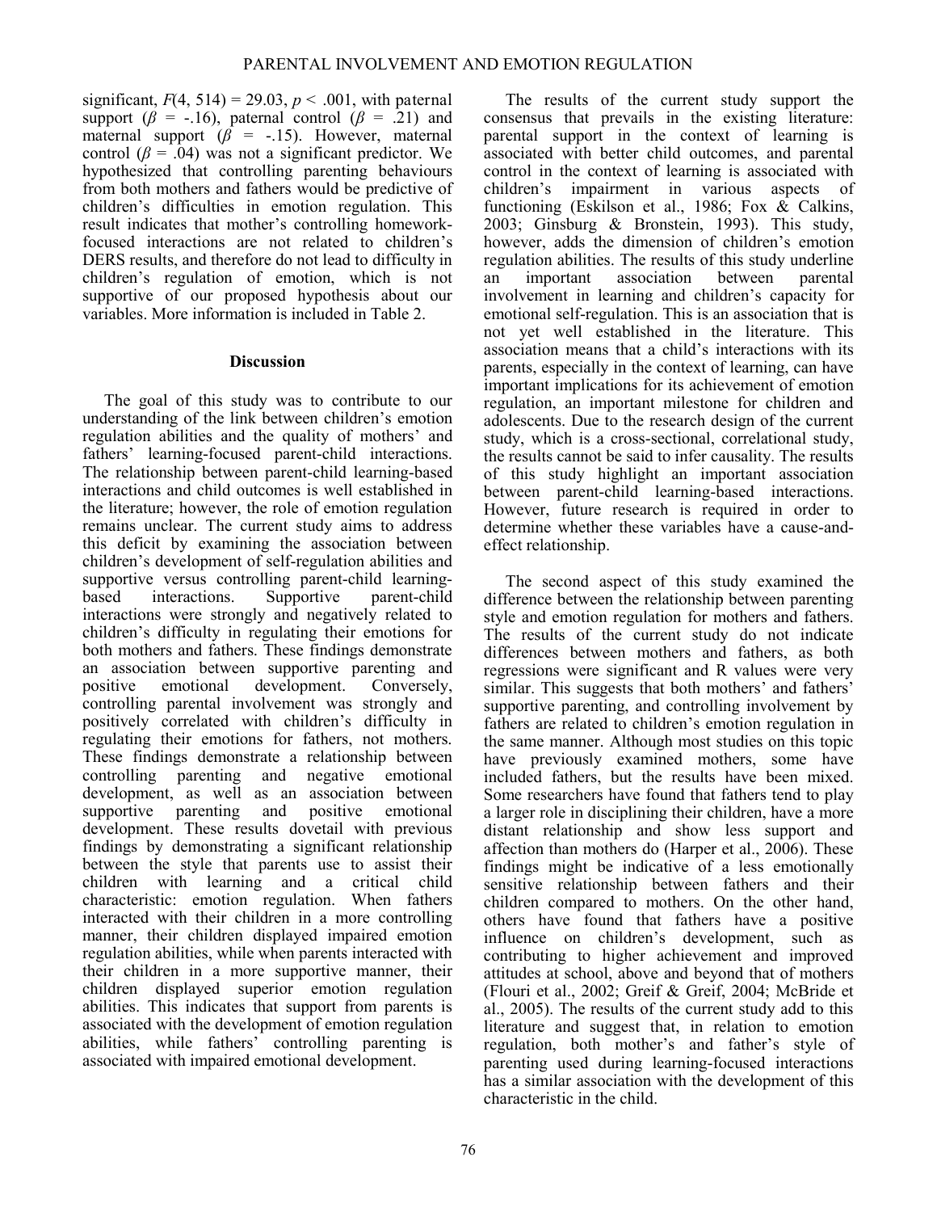significant, $F(4, 514) = 29.03$, $p < .001$, with paternal support ($\beta$ = -.16), paternal control ($\beta$ = .21) and maternal support ($\beta$ = -.15). However, maternal control ($\beta$ = .04) was not a significant predictor. We hypothesized that controlling parenting behaviours from both mothers and fathers would be predictive of children's difficulties in emotion regulation. This result indicates that mother's controlling homework-focused interactions are not related to children's DERS results, and therefore do not lead to difficulty in children's regulation of emotion, which is not supportive of our proposed hypothesis about our variables. More information is included in Table 2.

## Discussion

The goal of this study was to contribute to our understanding of the link between children's emotion regulation abilities and the quality of mothers' and fathers' learning-focused parent-child interactions. The relationship between parent-child learning-based interactions and child outcomes is well established in the literature; however, the role of emotion regulation remains unclear. The current study aims to address this deficit by examining the association between children's development of self-regulation abilities and supportive versus controlling parent-child learning-based interactions. Supportive parent-child interactions were strongly and negatively related to children's difficulty in regulating their emotions for both mothers and fathers. These findings demonstrate an association between supportive parenting and positive emotional development. Conversely, controlling parental involvement was strongly and positively correlated with children's difficulty in regulating their emotions for fathers, not mothers. These findings demonstrate a relationship between controlling parenting and negative emotional development, as well as an association between supportive parenting and positive emotional development. These results dovetail with previous findings by demonstrating a significant relationship between the style that parents use to assist their children with learning and a critical child characteristic: emotion regulation. When fathers interacted with their children in a more controlling manner, their children displayed impaired emotion regulation abilities, while when parents interacted with their children in a more supportive manner, their children displayed superior emotion regulation abilities. This indicates that support from parents is associated with the development of emotion regulation abilities, while fathers' controlling parenting is associated with impaired emotional development.

The results of the current study support the consensus that prevails in the existing literature: parental support in the context of learning is associated with better child outcomes, and parental control in the context of learning is associated with children's impairment in various aspects of functioning (Eskilson et al., 1986; Fox & Calkins, 2003; Ginsburg & Bronstein, 1993). This study, however, adds the dimension of children's emotion regulation abilities. The results of this study underline an important association between parental involvement in learning and children's capacity for emotional self-regulation. This is an association that is not yet well established in the literature. This association means that a child's interactions with its parents, especially in the context of learning, can have important implications for its achievement of emotion regulation, an important milestone for children and adolescents. Due to the research design of the current study, which is a cross-sectional, correlational study, the results cannot be said to infer causality. The results of this study highlight an important association between parent-child learning-based interactions. However, future research is required in order to determine whether these variables have a cause-and-effect relationship.

The second aspect of this study examined the difference between the relationship between parenting style and emotion regulation for mothers and fathers. The results of the current study do not indicate differences between mothers and fathers, as both regressions were significant and R values were very similar. This suggests that both mothers' and fathers' supportive parenting, and controlling involvement by fathers are related to children's emotion regulation in the same manner. Although most studies on this topic have previously examined mothers, some have included fathers, but the results have been mixed. Some researchers have found that fathers tend to play a larger role in disciplining their children, have a more distant relationship and show less support and affection than mothers do (Harper et al., 2006). These findings might be indicative of a less emotionally sensitive relationship between fathers and their children compared to mothers. On the other hand, others have found that fathers have a positive influence on children's development, such as contributing to higher achievement and improved attitudes at school, above and beyond that of mothers (Flouri et al., 2002; Greif & Greif, 2004; McBride et al., 2005). The results of the current study add to this literature and suggest that, in relation to emotion regulation, both mother's and father's style of parenting used during learning-focused interactions has a similar association with the development of this characteristic in the child.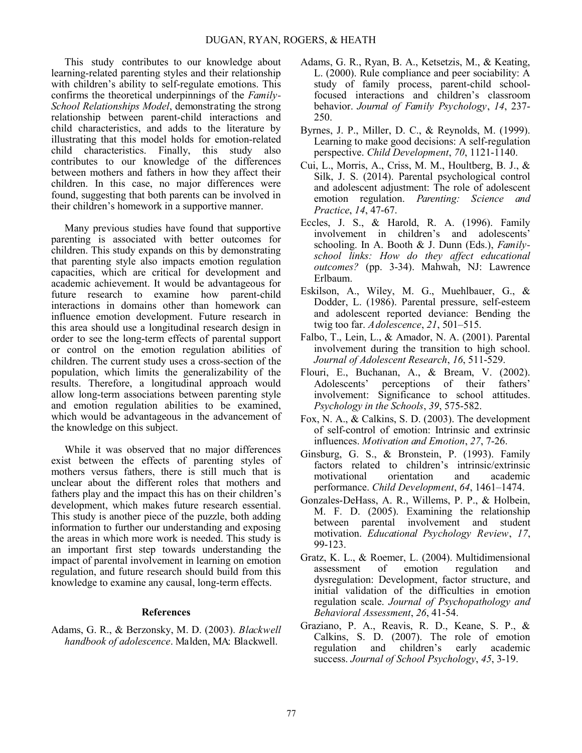This study contributes to our knowledge about learning-related parenting styles and their relationship with children's ability to self-regulate emotions. This confirms the theoretical underpinnings of the *Family-School Relationships Model*, demonstrating the strong relationship between parent-child interactions and child characteristics, and adds to the literature by illustrating that this model holds for emotion-related child characteristics. Finally, this study also contributes to our knowledge of the differences between mothers and fathers in how they affect their children. In this case, no major differences were found, suggesting that both parents can be involved in their children's homework in a supportive manner.

Many previous studies have found that supportive parenting is associated with better outcomes for children. This study expands on this by demonstrating that parenting style also impacts emotion regulation capacities, which are critical for development and academic achievement. It would be advantageous for future research to examine how parent-child interactions in domains other than homework can influence emotion development. Future research in this area should use a longitudinal research design in order to see the long-term effects of parental support or control on the emotion regulation abilities of children. The current study uses a cross-section of the population, which limits the generalizability of the results. Therefore, a longitudinal approach would allow long-term associations between parenting style and emotion regulation abilities to be examined, which would be advantageous in the advancement of the knowledge on this subject.

While it was observed that no major differences exist between the effects of parenting styles of mothers versus fathers, there is still much that is unclear about the different roles that mothers and fathers play and the impact this has on their children's development, which makes future research essential. This study is another piece of the puzzle, both adding information to further our understanding and exposing the areas in which more work is needed. This study is an important first step towards understanding the impact of parental involvement in learning on emotion regulation, and future research should build from this knowledge to examine any causal, long-term effects.

## References

Adams, G. R., & Berzonsky, M. D. (2003). *Blackwell handbook of adolescence*. Malden, MA: Blackwell.

Adams, G. R., Ryan, B. A., Ketsetzis, M., & Keating, L. (2000). Rule compliance and peer sociability: A study of family process, parent-child school-focused interactions and children's classroom behavior. *Journal of Family Psychology*, *14*, 237-250.

Byrnes, J. P., Miller, D. C., & Reynolds, M. (1999). Learning to make good decisions: A self-regulation perspective. *Child Development*, *70*, 1121-1140.

Cui, L., Morris, A., Criss, M. M., Houltberg, B. J., & Silk, J. S. (2014). Parental psychological control and adolescent adjustment: The role of adolescent emotion regulation. *Parenting: Science and Practice*, *14*, 47-67.

Eccles, J. S., & Harold, R. A. (1996). Family involvement in children's and adolescents' schooling. In A. Booth & J. Dunn (Eds.), *Family-school links: How do they affect educational outcomes?* (pp. 3-34). Mahwah, NJ: Lawrence Erlbaum.

Eskilson, A., Wiley, M. G., Muehlbauer, G., & Dodder, L. (1986). Parental pressure, self-esteem and adolescent reported deviance: Bending the twig too far. *Adolescence*, *21*, 501–515.

Falbo, T., Lein, L., & Amador, N. A. (2001). Parental involvement during the transition to high school. *Journal of Adolescent Research*, *16*, 511-529.

Flouri, E., Buchanan, A., & Bream, V. (2002). Adolescents' perceptions of their fathers' involvement: Significance to school attitudes. *Psychology in the Schools*, *39*, 575-582.

Fox, N. A., & Calkins, S. D. (2003). The development of self-control of emotion: Intrinsic and extrinsic influences. *Motivation and Emotion*, *27*, 7-26.

Ginsburg, G. S., & Bronstein, P. (1993). Family factors related to children's intrinsic/extrinsic motivational orientation and academic performance. *Child Development*, *64*, 1461–1474.

Gonzales-DeHass, A. R., Willems, P. P., & Holbein, M. F. D. (2005). Examining the relationship between parental involvement and student motivation. *Educational Psychology Review*, *17*, 99-123.

Gratz, K. L., & Roemer, L. (2004). Multidimensional assessment of emotion regulation and dysregulation: Development, factor structure, and initial validation of the difficulties in emotion regulation scale. *Journal of Psychopathology and Behavioral Assessment*, *26*, 41-54.

Graziano, P. A., Reavis, R. D., Keane, S. P., & Calkins, S. D. (2007). The role of emotion regulation and children's early academic success. *Journal of School Psychology*, *45*, 3-19.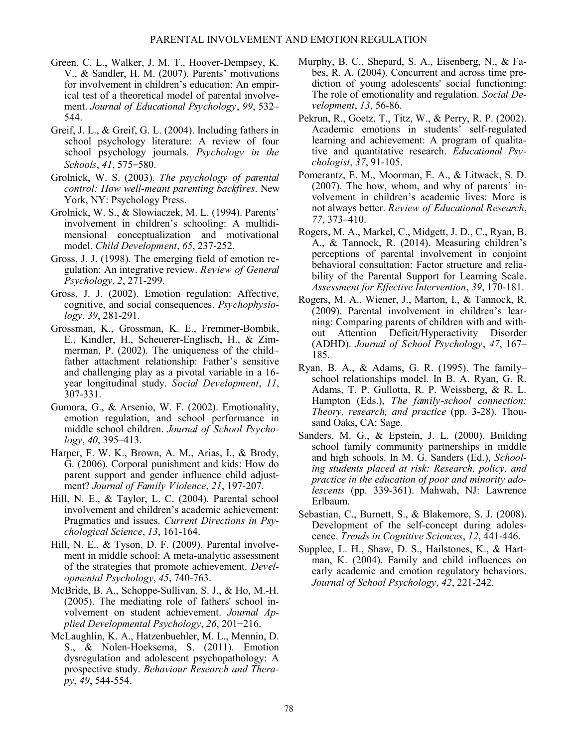Green, C. L., Walker, J. M. T., Hoover-Dempsey, K. V., & Sandler, H. M. (2007). Parents' motivations for involvement in children's education: An empirical test of a theoretical model of parental involvement. *Journal of Educational Psychology*, *99*, 532–544.

Greif, J. L., & Greif, G. L. (2004). Including fathers in school psychology literature: A review of four school psychology journals. *Psychology in the Schools*, *41*, 575–580.

Grolnick, W. S. (2003). *The psychology of parental control: How well-meant parenting backfires*. New York, NY: Psychology Press.

Grolnick, W. S., & Slowiaczek, M. L. (1994). Parents' involvement in children's schooling: A multidimensional conceptualization and motivational model. *Child Development*, *65*, 237-252.

Gross, J. J. (1998). The emerging field of emotion regulation: An integrative review. *Review of General Psychology*, *2*, 271-299.

Gross, J. J. (2002). Emotion regulation: Affective, cognitive, and social consequences. *Psychophysiology*, *39*, 281-291.

Grossman, K., Grossman, K. E., Fremmer-Bombik, E., Kindler, H., Scheuerer-Englisch, H., & Zimmerman, P. (2002). The uniqueness of the child–father attachment relationship: Father's sensitive and challenging play as a pivotal variable in a 16-year longitudinal study. *Social Development*, *11*, 307-331.

Gumora, G., & Arsenio, W. F. (2002). Emotionality, emotion regulation, and school performance in middle school children. *Journal of School Psychology*, *40*, 395–413.

Harper, F. W. K., Brown, A. M., Arias, I., & Brody, G. (2006). Corporal punishment and kids: How do parent support and gender influence child adjustment? *Journal of Family Violence*, *21*, 197-207.

Hill, N. E., & Taylor, L. C. (2004). Parental school involvement and children's academic achievement: Pragmatics and issues. *Current Directions in Psychological Science*, *13*, 161-164.

Hill, N. E., & Tyson, D. F. (2009). Parental involvement in middle school: A meta-analytic assessment of the strategies that promote achievement. *Developmental Psychology*, *45*, 740-763.

McBride, B. A., Schoppe-Sullivan, S. J., & Ho, M.-H. (2005). The mediating role of fathers' school involvement on student achievement. *Journal Applied Developmental Psychology*, *26*, 201−216.

McLaughlin, K. A., Hatzenbuehler, M. L., Mennin, D. S., & Nolen-Hoeksema, S. (2011). Emotion dysregulation and adolescent psychopathology: A prospective study. *Behaviour Research and Therapy*, *49*, 544-554.

Murphy, B. C., Shepard, S. A., Eisenberg, N., & Fabes, R. A. (2004). Concurrent and across time prediction of young adolescents' social functioning: The role of emotionality and regulation. *Social Development*, *13*, 56-86.

Pekrun, R., Goetz, T., Titz, W., & Perry, R. P. (2002). Academic emotions in students' self-regulated learning and achievement: A program of qualitative and quantitative research. *Educational Psychologist*, *37*, 91-105.

Pomerantz, E. M., Moorman, E. A., & Litwack, S. D. (2007). The how, whom, and why of parents' involvement in children's academic lives: More is not always better. *Review of Educational Research*, *77*, 373–410.

Rogers, M. A., Markel, C., Midgett, J. D., C., Ryan, B. A., & Tannock, R. (2014). Measuring children's perceptions of parental involvement in conjoint behavioral consultation: Factor structure and reliability of the Parental Support for Learning Scale. *Assessment for Effective Intervention*, *39*, 170-181.

Rogers, M. A., Wiener, J., Marton, I., & Tannock, R. (2009). Parental involvement in children's learning: Comparing parents of children with and without Attention Deficit/Hyperactivity Disorder (ADHD). *Journal of School Psychology*, *47*, 167–185.

Ryan, B. A., & Adams, G. R. (1995). The family–school relationships model. In B. A. Ryan, G. R. Adams, T. P. Gullotta, R. P. Weissberg, & R. L. Hampton (Eds.), *The family-school connection: Theory, research, and practice* (pp. 3-28). Thousand Oaks, CA: Sage.

Sanders, M. G., & Epstein, J. L. (2000). Building school family community partnerships in middle and high schools. In M. G. Sanders (Ed.), *Schooling students placed at risk: Research, policy, and practice in the education of poor and minority adolescents* (pp. 339-361). Mahwah, NJ: Lawrence Erlbaum.

Sebastian, C., Burnett, S., & Blakemore, S. J. (2008). Development of the self-concept during adolescence. *Trends in Cognitive Sciences*, *12*, 441-446.

Supplee, L. H., Shaw, D. S., Hailstones, K., & Hartman, K. (2004). Family and child influences on early academic and emotion regulatory behaviors. *Journal of School Psychology*, *42*, 221-242.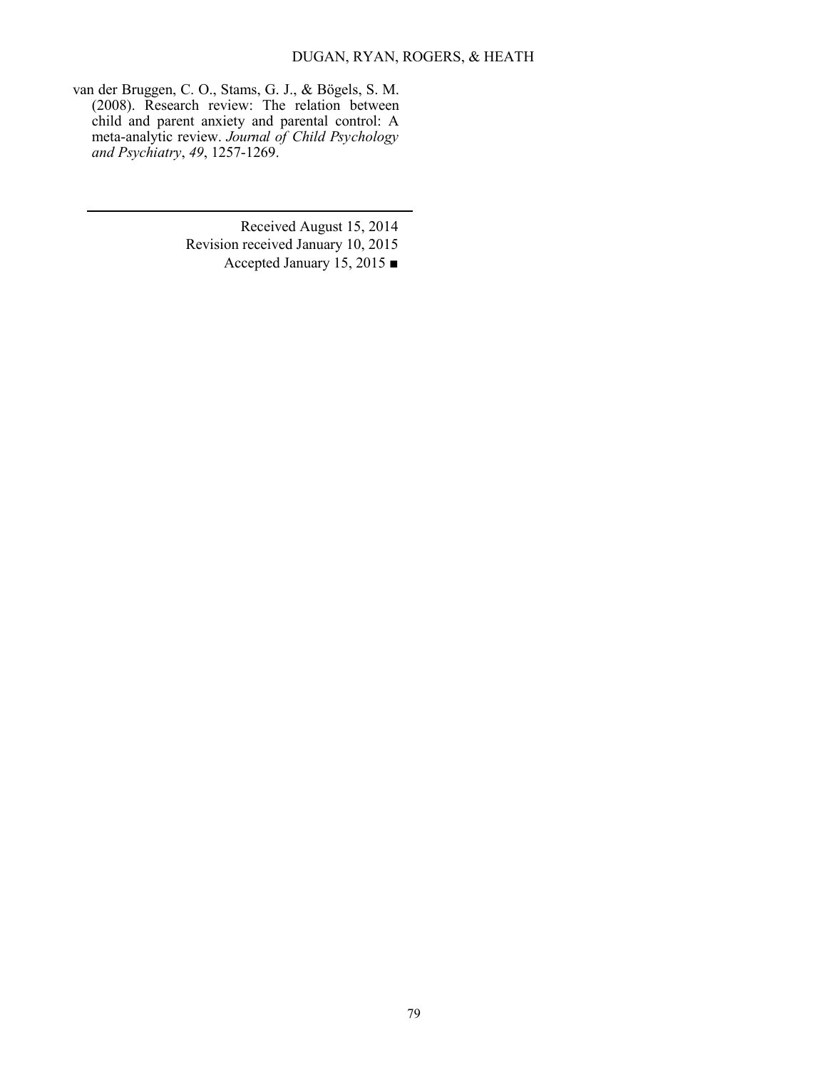van der Bruggen, C. O., Stams, G. J., & Bögels, S. M. (2008). Research review: The relation between child and parent anxiety and parental control: A meta-analytic review. *Journal of Child Psychology and Psychiatry*, *49*, 1257-1269.

---

Received August 15, 2014
Revision received January 10, 2015
Accepted January 15, 2015 ■